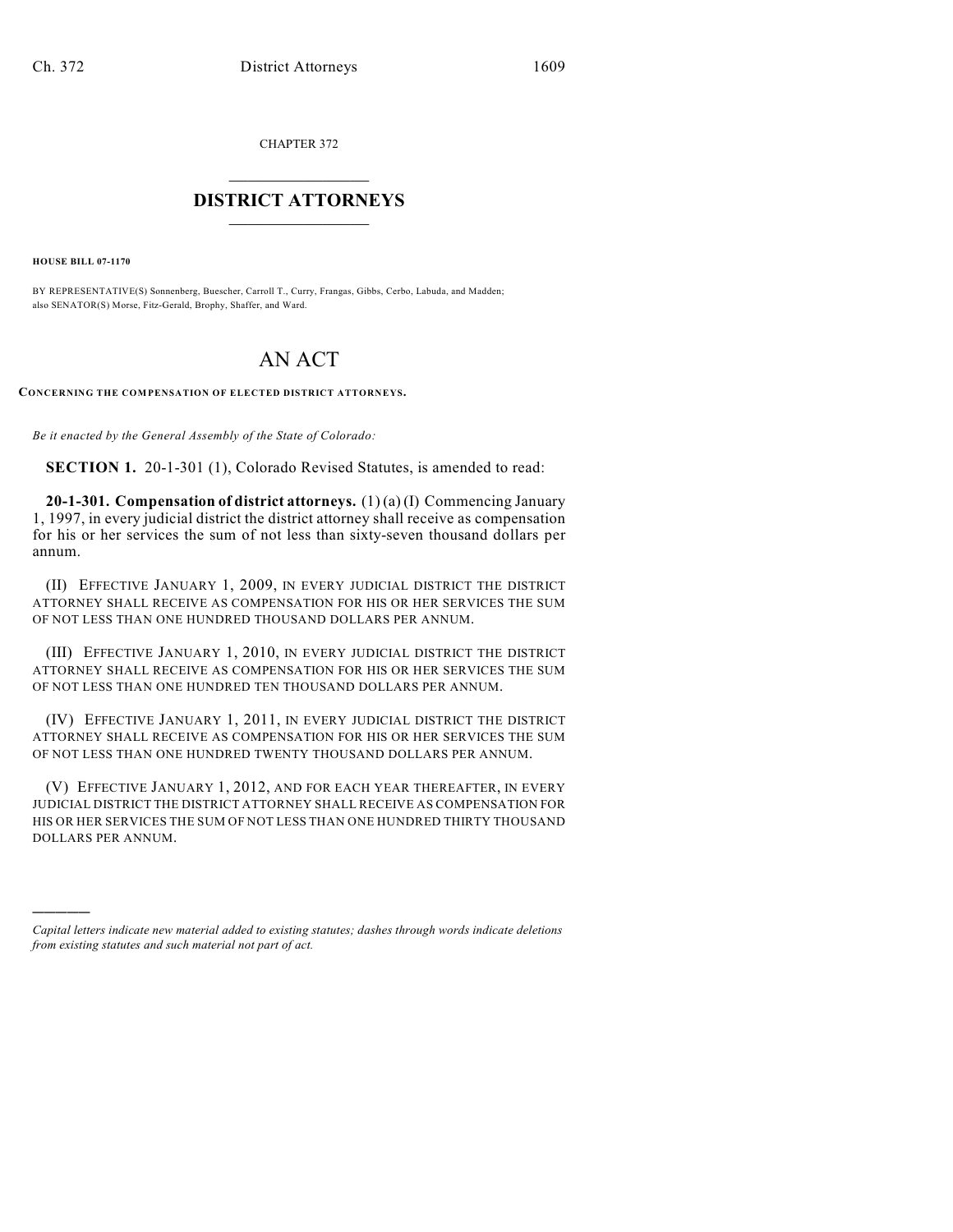CHAPTER 372

# DISTRICT ATTORNEYS

**HOUSE BILL 07-1170**

BY REPRESENTATIVE(S) Sonnenberg, Buescher, Carroll T., Curry, Frangas, Gibbs, Cerbo, Labuda, and Madden;
also SENATOR(S) Morse, Fitz-Gerald, Brophy, Shaffer, and Ward.

# AN ACT

**CONCERNING THE COMPENSATION OF ELECTED DISTRICT ATTORNEYS.**

*Be it enacted by the General Assembly of the State of Colorado:*

**SECTION 1.** 20-1-301 (1), Colorado Revised Statutes, is amended to read:

**20-1-301. Compensation of district attorneys.** (1) (a) (I) Commencing January 1, 1997, in every judicial district the district attorney shall receive as compensation for his or her services the sum of not less than sixty-seven thousand dollars per annum.

(II) EFFECTIVE JANUARY 1, 2009, IN EVERY JUDICIAL DISTRICT THE DISTRICT ATTORNEY SHALL RECEIVE AS COMPENSATION FOR HIS OR HER SERVICES THE SUM OF NOT LESS THAN ONE HUNDRED THOUSAND DOLLARS PER ANNUM.

(III) EFFECTIVE JANUARY 1, 2010, IN EVERY JUDICIAL DISTRICT THE DISTRICT ATTORNEY SHALL RECEIVE AS COMPENSATION FOR HIS OR HER SERVICES THE SUM OF NOT LESS THAN ONE HUNDRED TEN THOUSAND DOLLARS PER ANNUM.

(IV) EFFECTIVE JANUARY 1, 2011, IN EVERY JUDICIAL DISTRICT THE DISTRICT ATTORNEY SHALL RECEIVE AS COMPENSATION FOR HIS OR HER SERVICES THE SUM OF NOT LESS THAN ONE HUNDRED TWENTY THOUSAND DOLLARS PER ANNUM.

(V) EFFECTIVE JANUARY 1, 2012, AND FOR EACH YEAR THEREAFTER, IN EVERY JUDICIAL DISTRICT THE DISTRICT ATTORNEY SHALL RECEIVE AS COMPENSATION FOR HIS OR HER SERVICES THE SUM OF NOT LESS THAN ONE HUNDRED THIRTY THOUSAND DOLLARS PER ANNUM.

---

*Capital letters indicate new material added to existing statutes; dashes through words indicate deletions from existing statutes and such material not part of act.*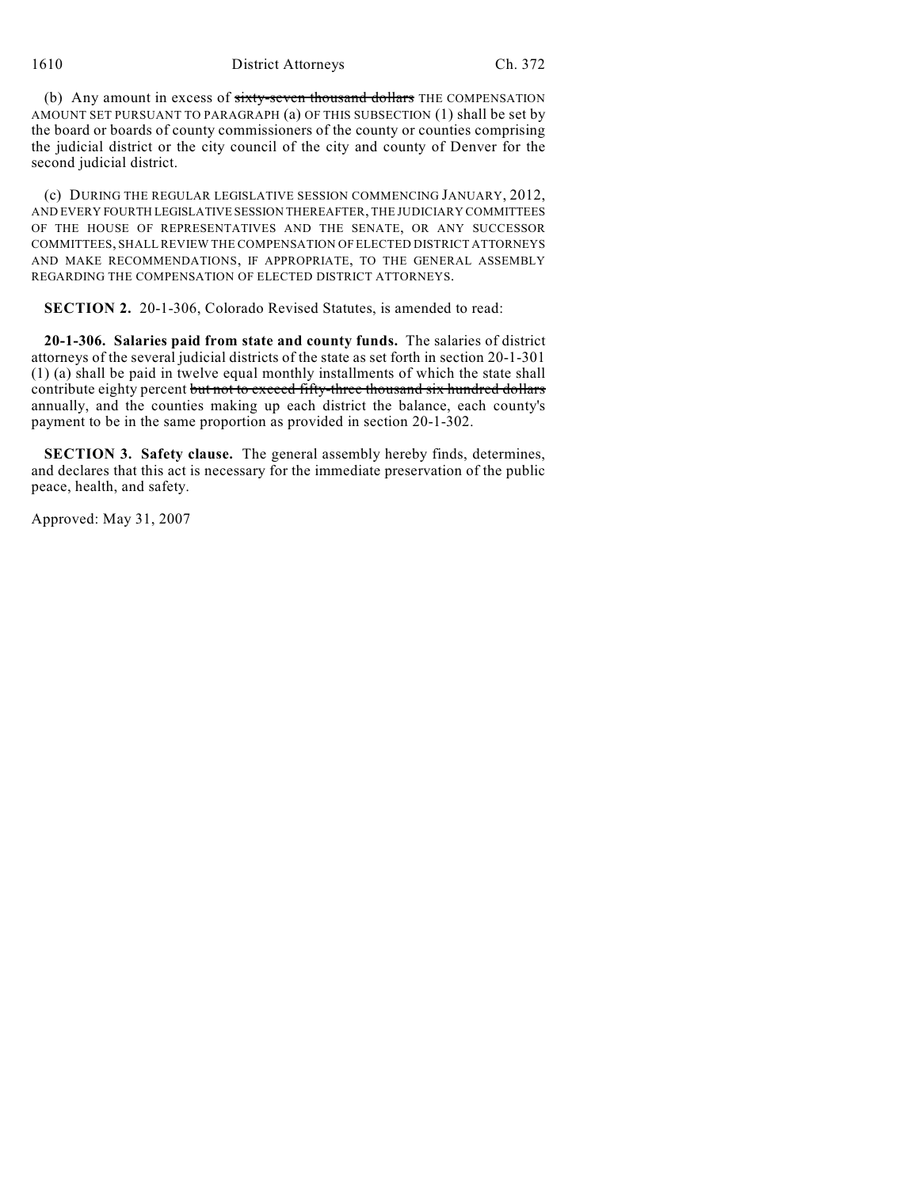(b) Any amount in excess of ~~sixty-seven thousand dollars~~ THE COMPENSATION AMOUNT SET PURSUANT TO PARAGRAPH (a) OF THIS SUBSECTION (1) shall be set by the board or boards of county commissioners of the county or counties comprising the judicial district or the city council of the city and county of Denver for the second judicial district.

(c) DURING THE REGULAR LEGISLATIVE SESSION COMMENCING JANUARY, 2012, AND EVERY FOURTH LEGISLATIVE SESSION THEREAFTER, THE JUDICIARY COMMITTEES OF THE HOUSE OF REPRESENTATIVES AND THE SENATE, OR ANY SUCCESSOR COMMITTEES, SHALL REVIEW THE COMPENSATION OF ELECTED DISTRICT ATTORNEYS AND MAKE RECOMMENDATIONS, IF APPROPRIATE, TO THE GENERAL ASSEMBLY REGARDING THE COMPENSATION OF ELECTED DISTRICT ATTORNEYS.

**SECTION 2.** 20-1-306, Colorado Revised Statutes, is amended to read:

**20-1-306. Salaries paid from state and county funds.** The salaries of district attorneys of the several judicial districts of the state as set forth in section 20-1-301 (1) (a) shall be paid in twelve equal monthly installments of which the state shall contribute eighty percent ~~but not to exceed fifty-three thousand six hundred dollars~~ annually, and the counties making up each district the balance, each county's payment to be in the same proportion as provided in section 20-1-302.

**SECTION 3. Safety clause.** The general assembly hereby finds, determines, and declares that this act is necessary for the immediate preservation of the public peace, health, and safety.

Approved: May 31, 2007